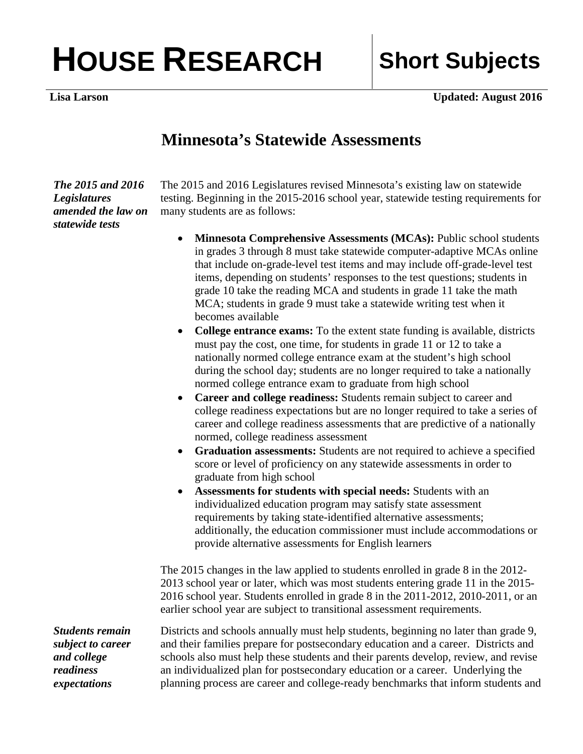# HOUSE RESEARCH | Short Subjects

**Lisa Larson** **Updated: August 2016**

## Minnesota's Statewide Assessments

***The 2015 and 2016 Legislatures amended the law on statewide tests***

The 2015 and 2016 Legislatures revised Minnesota's existing law on statewide testing. Beginning in the 2015-2016 school year, statewide testing requirements for many students are as follows:

- **Minnesota Comprehensive Assessments (MCAs):** Public school students in grades 3 through 8 must take statewide computer-adaptive MCAs online that include on-grade-level test items and may include off-grade-level test items, depending on students' responses to the test questions; students in grade 10 take the reading MCA and students in grade 11 take the math MCA; students in grade 9 must take a statewide writing test when it becomes available
- **College entrance exams:** To the extent state funding is available, districts must pay the cost, one time, for students in grade 11 or 12 to take a nationally normed college entrance exam at the student's high school during the school day; students are no longer required to take a nationally normed college entrance exam to graduate from high school
- **Career and college readiness:** Students remain subject to career and college readiness expectations but are no longer required to take a series of career and college readiness assessments that are predictive of a nationally normed, college readiness assessment
- **Graduation assessments:** Students are not required to achieve a specified score or level of proficiency on any statewide assessments in order to graduate from high school
- **Assessments for students with special needs:** Students with an individualized education program may satisfy state assessment requirements by taking state-identified alternative assessments; additionally, the education commissioner must include accommodations or provide alternative assessments for English learners

The 2015 changes in the law applied to students enrolled in grade 8 in the 2012-2013 school year or later, which was most students entering grade 11 in the 2015-2016 school year. Students enrolled in grade 8 in the 2011-2012, 2010-2011, or an earlier school year are subject to transitional assessment requirements.

***Students remain subject to career and college readiness expectations***

Districts and schools annually must help students, beginning no later than grade 9, and their families prepare for postsecondary education and a career. Districts and schools also must help these students and their parents develop, review, and revise an individualized plan for postsecondary education or a career. Underlying the planning process are career and college-ready benchmarks that inform students and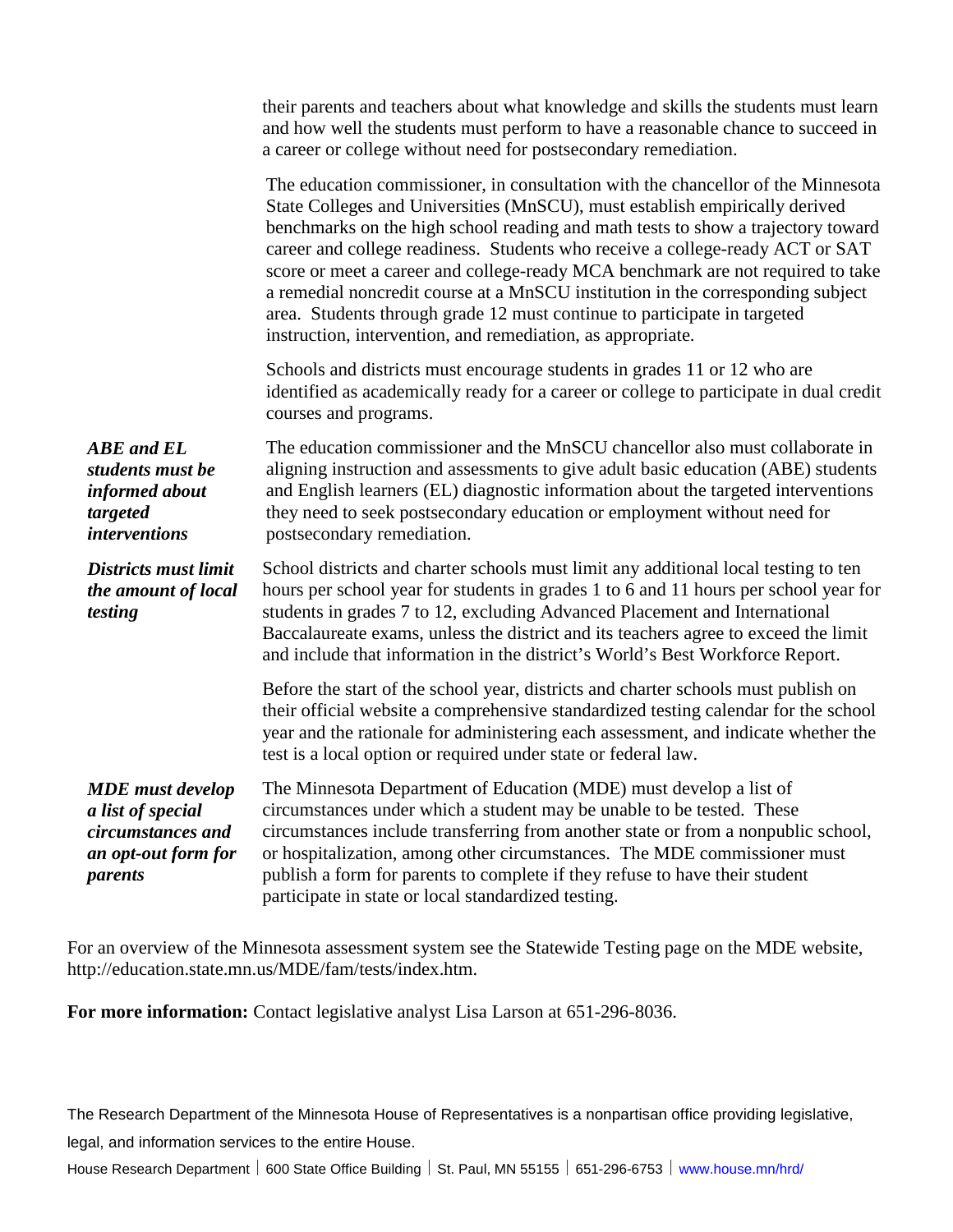their parents and teachers about what knowledge and skills the students must learn and how well the students must perform to have a reasonable chance to succeed in a career or college without need for postsecondary remediation.

The education commissioner, in consultation with the chancellor of the Minnesota State Colleges and Universities (MnSCU), must establish empirically derived benchmarks on the high school reading and math tests to show a trajectory toward career and college readiness. Students who receive a college-ready ACT or SAT score or meet a career and college-ready MCA benchmark are not required to take a remedial noncredit course at a MnSCU institution in the corresponding subject area. Students through grade 12 must continue to participate in targeted instruction, intervention, and remediation, as appropriate.

Schools and districts must encourage students in grades 11 or 12 who are identified as academically ready for a career or college to participate in dual credit courses and programs.

***ABE and EL students must be informed about targeted interventions***

The education commissioner and the MnSCU chancellor also must collaborate in aligning instruction and assessments to give adult basic education (ABE) students and English learners (EL) diagnostic information about the targeted interventions they need to seek postsecondary education or employment without need for postsecondary remediation.

***Districts must limit the amount of local testing***

School districts and charter schools must limit any additional local testing to ten hours per school year for students in grades 1 to 6 and 11 hours per school year for students in grades 7 to 12, excluding Advanced Placement and International Baccalaureate exams, unless the district and its teachers agree to exceed the limit and include that information in the district's World's Best Workforce Report.

Before the start of the school year, districts and charter schools must publish on their official website a comprehensive standardized testing calendar for the school year and the rationale for administering each assessment, and indicate whether the test is a local option or required under state or federal law.

***MDE must develop a list of special circumstances and an opt-out form for parents***

The Minnesota Department of Education (MDE) must develop a list of circumstances under which a student may be unable to be tested. These circumstances include transferring from another state or from a nonpublic school, or hospitalization, among other circumstances. The MDE commissioner must publish a form for parents to complete if they refuse to have their student participate in state or local standardized testing.

For an overview of the Minnesota assessment system see the Statewide Testing page on the MDE website, http://education.state.mn.us/MDE/fam/tests/index.htm.

**For more information:** Contact legislative analyst Lisa Larson at 651-296-8036.

The Research Department of the Minnesota House of Representatives is a nonpartisan office providing legislative, legal, and information services to the entire House.

House Research Department | 600 State Office Building | St. Paul, MN 55155 | 651-296-6753 | www.house.mn/hrd/